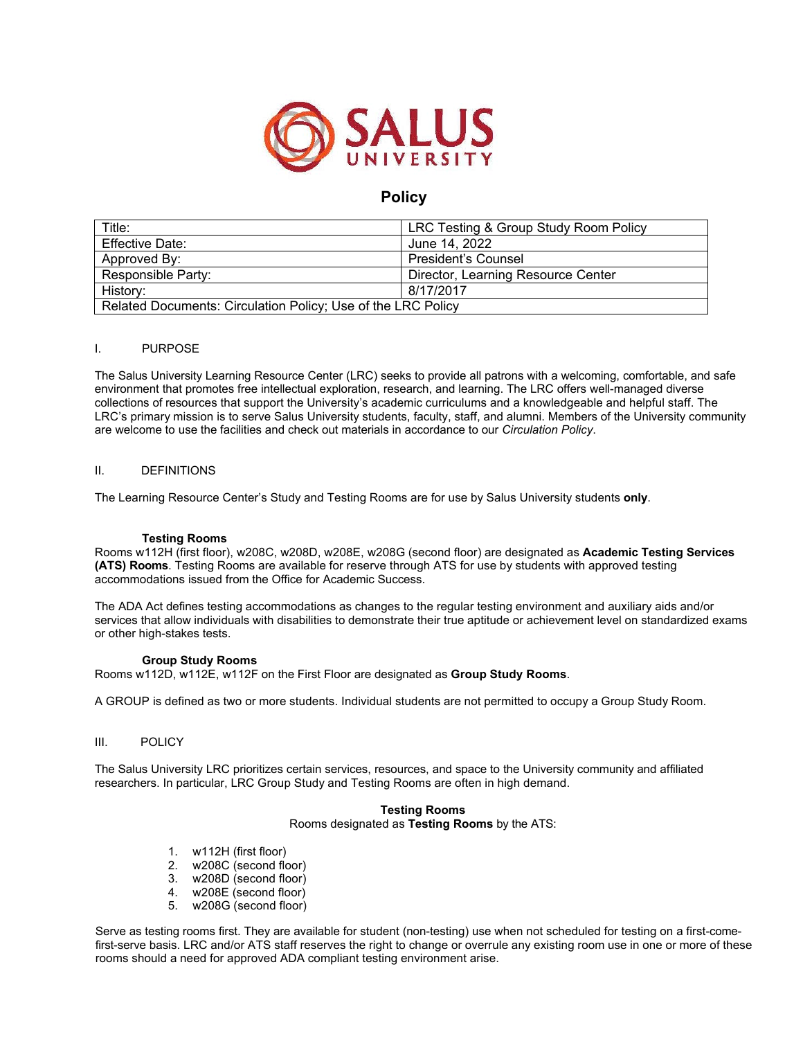SALUS UNIVERSITY

# Policy

| Title: | LRC Testing & Group Study Room Policy |
|---|---|
| Effective Date: | June 14, 2022 |
| Approved By: | President's Counsel |
| Responsible Party: | Director, Learning Resource Center |
| History: | 8/17/2017 |
| Related Documents: Circulation Policy; Use of the LRC Policy | |

## I. PURPOSE

The Salus University Learning Resource Center (LRC) seeks to provide all patrons with a welcoming, comfortable, and safe environment that promotes free intellectual exploration, research, and learning. The LRC offers well-managed diverse collections of resources that support the University's academic curriculums and a knowledgeable and helpful staff. The LRC's primary mission is to serve Salus University students, faculty, staff, and alumni. Members of the University community are welcome to use the facilities and check out materials in accordance to our *Circulation Policy*.

## II. DEFINITIONS

The Learning Resource Center's Study and Testing Rooms are for use by Salus University students **only**.

### Testing Rooms

Rooms w112H (first floor), w208C, w208D, w208E, w208G (second floor) are designated as **Academic Testing Services (ATS) Rooms**. Testing Rooms are available for reserve through ATS for use by students with approved testing accommodations issued from the Office for Academic Success.

The ADA Act defines testing accommodations as changes to the regular testing environment and auxiliary aids and/or services that allow individuals with disabilities to demonstrate their true aptitude or achievement level on standardized exams or other high-stakes tests.

### Group Study Rooms

Rooms w112D, w112E, w112F on the First Floor are designated as **Group Study Rooms**.

A GROUP is defined as two or more students. Individual students are not permitted to occupy a Group Study Room.

## III. POLICY

The Salus University LRC prioritizes certain services, resources, and space to the University community and affiliated researchers. In particular, LRC Group Study and Testing Rooms are often in high demand.

### Testing Rooms

Rooms designated as **Testing Rooms** by the ATS:

1. w112H (first floor)
2. w208C (second floor)
3. w208D (second floor)
4. w208E (second floor)
5. w208G (second floor)

Serve as testing rooms first. They are available for student (non-testing) use when not scheduled for testing on a first-come-first-serve basis. LRC and/or ATS staff reserves the right to change or overrule any existing room use in one or more of these rooms should a need for approved ADA compliant testing environment arise.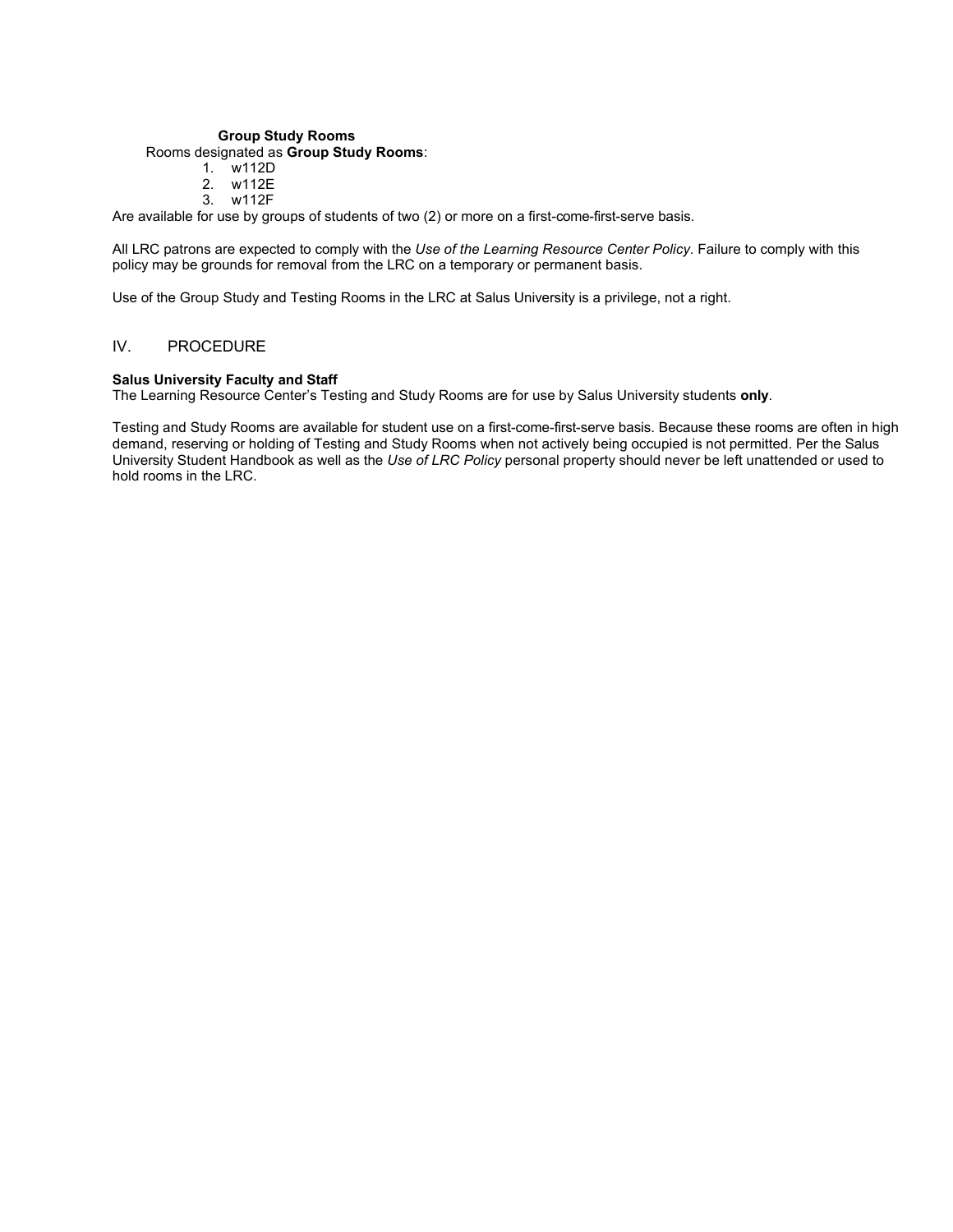**Group Study Rooms**

Rooms designated as **Group Study Rooms**:

1. w112D
2. w112E
3. w112F

Are available for use by groups of students of two (2) or more on a first-come-first-serve basis.

All LRC patrons are expected to comply with the *Use of the Learning Resource Center Policy*. Failure to comply with this policy may be grounds for removal from the LRC on a temporary or permanent basis.

Use of the Group Study and Testing Rooms in the LRC at Salus University is a privilege, not a right.

## IV. PROCEDURE

**Salus University Faculty and Staff**

The Learning Resource Center's Testing and Study Rooms are for use by Salus University students **only**.

Testing and Study Rooms are available for student use on a first-come-first-serve basis. Because these rooms are often in high demand, reserving or holding of Testing and Study Rooms when not actively being occupied is not permitted. Per the Salus University Student Handbook as well as the *Use of LRC Policy* personal property should never be left unattended or used to hold rooms in the LRC.